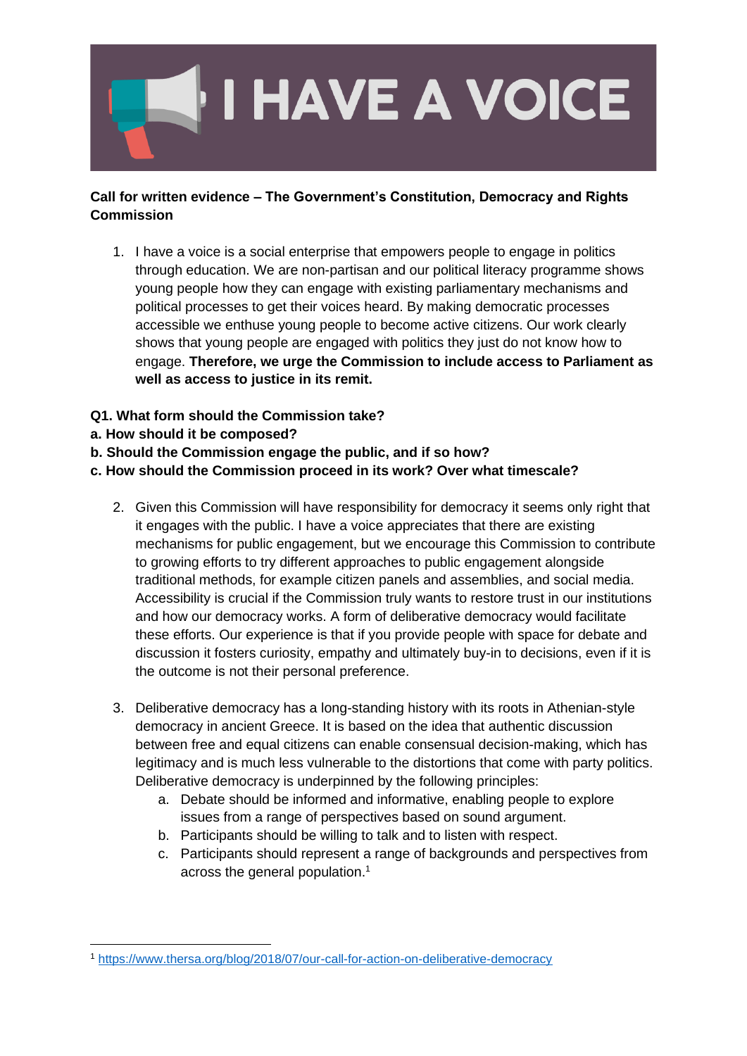# I HAVE A VOICE

**Call for written evidence – The Government's Constitution, Democracy and Rights Commission**

1. I have a voice is a social enterprise that empowers people to engage in politics through education. We are non-partisan and our political literacy programme shows young people how they can engage with existing parliamentary mechanisms and political processes to get their voices heard. By making democratic processes accessible we enthuse young people to become active citizens. Our work clearly shows that young people are engaged with politics they just do not know how to engage. **Therefore, we urge the Commission to include access to Parliament as well as access to justice in its remit.**

**Q1. What form should the Commission take?**
**a. How should it be composed?**
**b. Should the Commission engage the public, and if so how?**
**c. How should the Commission proceed in its work? Over what timescale?**

2. Given this Commission will have responsibility for democracy it seems only right that it engages with the public. I have a voice appreciates that there are existing mechanisms for public engagement, but we encourage this Commission to contribute to growing efforts to try different approaches to public engagement alongside traditional methods, for example citizen panels and assemblies, and social media. Accessibility is crucial if the Commission truly wants to restore trust in our institutions and how our democracy works. A form of deliberative democracy would facilitate these efforts. Our experience is that if you provide people with space for debate and discussion it fosters curiosity, empathy and ultimately buy-in to decisions, even if it is the outcome is not their personal preference.

3. Deliberative democracy has a long-standing history with its roots in Athenian-style democracy in ancient Greece. It is based on the idea that authentic discussion between free and equal citizens can enable consensual decision-making, which has legitimacy and is much less vulnerable to the distortions that come with party politics. Deliberative democracy is underpinned by the following principles:
    a. Debate should be informed and informative, enabling people to explore issues from a range of perspectives based on sound argument.
    b. Participants should be willing to talk and to listen with respect.
    c. Participants should represent a range of backgrounds and perspectives from across the general population.[1]

---

[1] https://www.thersa.org/blog/2018/07/our-call-for-action-on-deliberative-democracy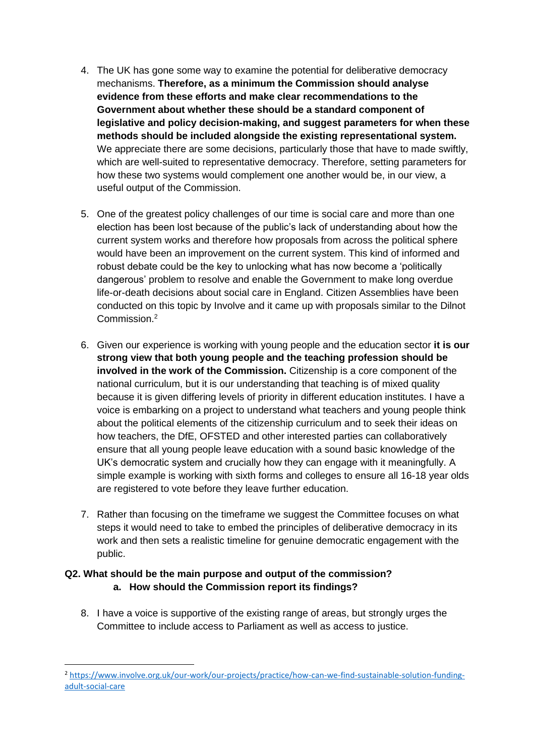4. The UK has gone some way to examine the potential for deliberative democracy mechanisms. **Therefore, as a minimum the Commission should analyse evidence from these efforts and make clear recommendations to the Government about whether these should be a standard component of legislative and policy decision-making, and suggest parameters for when these methods should be included alongside the existing representational system.** We appreciate there are some decisions, particularly those that have to made swiftly, which are well-suited to representative democracy. Therefore, setting parameters for how these two systems would complement one another would be, in our view, a useful output of the Commission.

5. One of the greatest policy challenges of our time is social care and more than one election has been lost because of the public's lack of understanding about how the current system works and therefore how proposals from across the political sphere would have been an improvement on the current system. This kind of informed and robust debate could be the key to unlocking what has now become a 'politically dangerous' problem to resolve and enable the Government to make long overdue life-or-death decisions about social care in England. Citizen Assemblies have been conducted on this topic by Involve and it came up with proposals similar to the Dilnot Commission.[2]

6. Given our experience is working with young people and the education sector **it is our strong view that both young people and the teaching profession should be involved in the work of the Commission.** Citizenship is a core component of the national curriculum, but it is our understanding that teaching is of mixed quality because it is given differing levels of priority in different education institutes. I have a voice is embarking on a project to understand what teachers and young people think about the political elements of the citizenship curriculum and to seek their ideas on how teachers, the DfE, OFSTED and other interested parties can collaboratively ensure that all young people leave education with a sound basic knowledge of the UK's democratic system and crucially how they can engage with it meaningfully. A simple example is working with sixth forms and colleges to ensure all 16-18 year olds are registered to vote before they leave further education.

7. Rather than focusing on the timeframe we suggest the Committee focuses on what steps it would need to take to embed the principles of deliberative democracy in its work and then sets a realistic timeline for genuine democratic engagement with the public.

**Q2. What should be the main purpose and output of the commission?**

**a. How should the Commission report its findings?**

8. I have a voice is supportive of the existing range of areas, but strongly urges the Committee to include access to Parliament as well as access to justice.

---

[2] https://www.involve.org.uk/our-work/our-projects/practice/how-can-we-find-sustainable-solution-funding-adult-social-care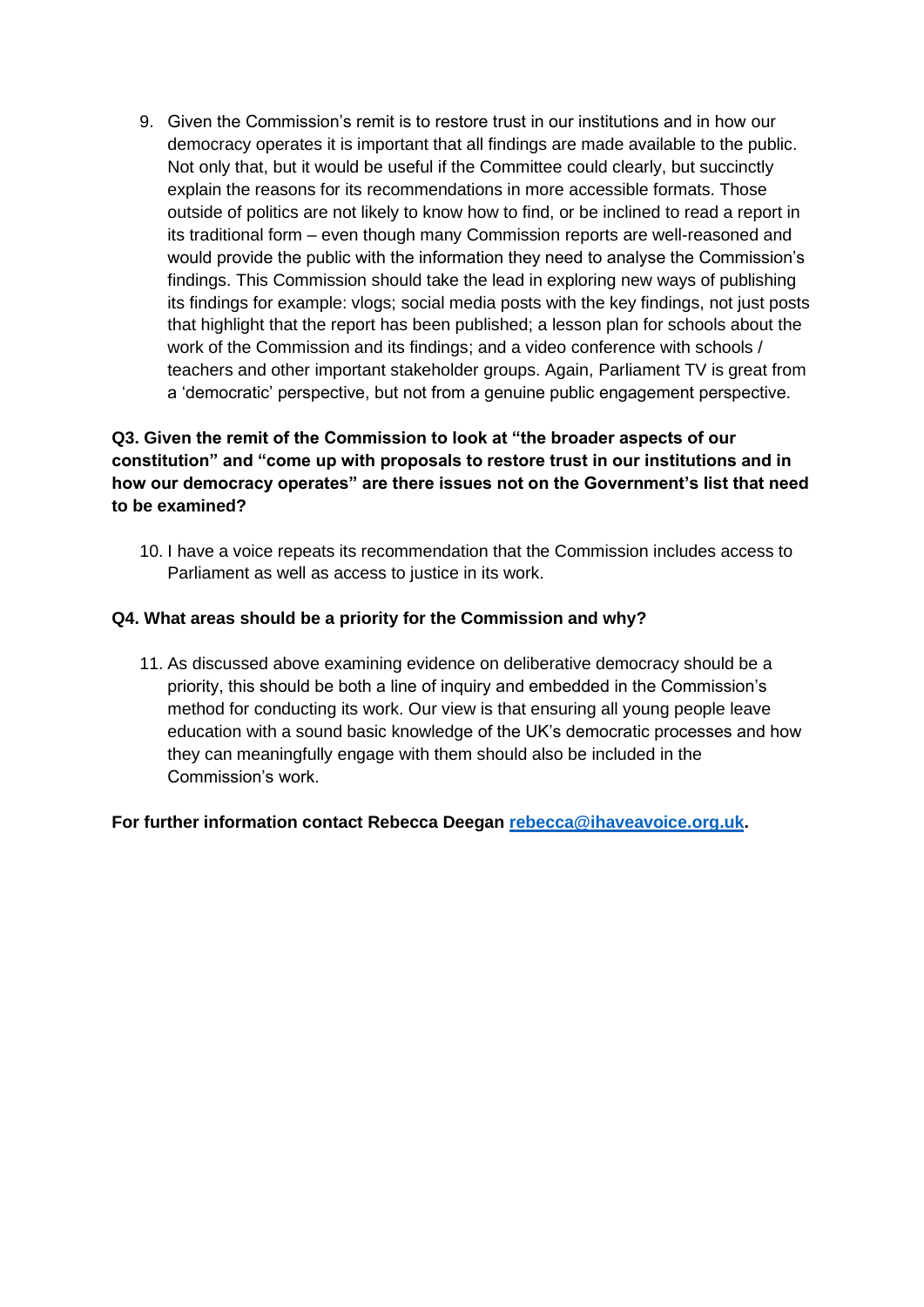9. Given the Commission's remit is to restore trust in our institutions and in how our democracy operates it is important that all findings are made available to the public. Not only that, but it would be useful if the Committee could clearly, but succinctly explain the reasons for its recommendations in more accessible formats. Those outside of politics are not likely to know how to find, or be inclined to read a report in its traditional form – even though many Commission reports are well-reasoned and would provide the public with the information they need to analyse the Commission's findings. This Commission should take the lead in exploring new ways of publishing its findings for example: vlogs; social media posts with the key findings, not just posts that highlight that the report has been published; a lesson plan for schools about the work of the Commission and its findings; and a video conference with schools / teachers and other important stakeholder groups. Again, Parliament TV is great from a 'democratic' perspective, but not from a genuine public engagement perspective.

**Q3. Given the remit of the Commission to look at "the broader aspects of our constitution" and "come up with proposals to restore trust in our institutions and in how our democracy operates" are there issues not on the Government's list that need to be examined?**

10. I have a voice repeats its recommendation that the Commission includes access to Parliament as well as access to justice in its work.

**Q4. What areas should be a priority for the Commission and why?**

11. As discussed above examining evidence on deliberative democracy should be a priority, this should be both a line of inquiry and embedded in the Commission's method for conducting its work. Our view is that ensuring all young people leave education with a sound basic knowledge of the UK's democratic processes and how they can meaningfully engage with them should also be included in the Commission's work.

**For further information contact Rebecca Deegan [rebecca@ihaveavoice.org.uk](mailto:rebecca@ihaveavoice.org.uk).**